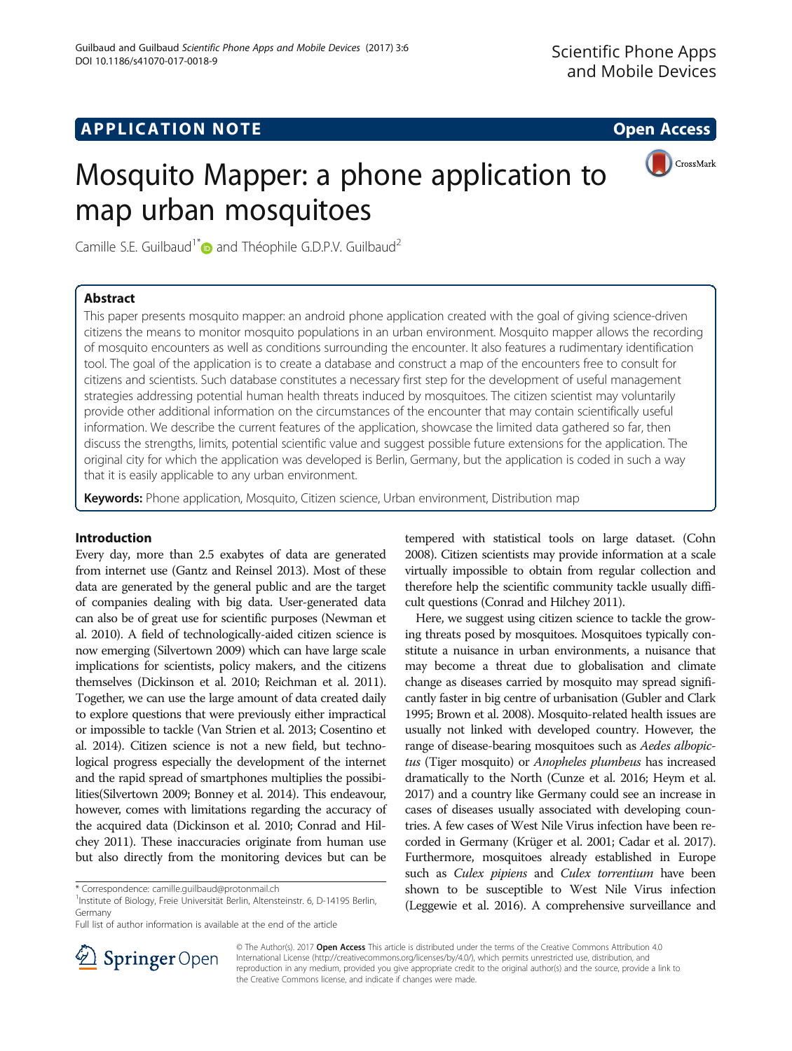APPLICATION NOTE

Open Access

# Mosquito Mapper: a phone application to map urban mosquitoes

Camille S.E. Guilbaud[1*] and Théophile G.D.P.V. Guilbaud[2]

## Abstract

This paper presents mosquito mapper: an android phone application created with the goal of giving science-driven citizens the means to monitor mosquito populations in an urban environment. Mosquito mapper allows the recording of mosquito encounters as well as conditions surrounding the encounter. It also features a rudimentary identification tool. The goal of the application is to create a database and construct a map of the encounters free to consult for citizens and scientists. Such database constitutes a necessary first step for the development of useful management strategies addressing potential human health threats induced by mosquitoes. The citizen scientist may voluntarily provide other additional information on the circumstances of the encounter that may contain scientifically useful information. We describe the current features of the application, showcase the limited data gathered so far, then discuss the strengths, limits, potential scientific value and suggest possible future extensions for the application. The original city for which the application was developed is Berlin, Germany, but the application is coded in such a way that it is easily applicable to any urban environment.

**Keywords:** Phone application, Mosquito, Citizen science, Urban environment, Distribution map

## Introduction

Every day, more than 2.5 exabytes of data are generated from internet use (Gantz and Reinsel 2013). Most of these data are generated by the general public and are the target of companies dealing with big data. User-generated data can also be of great use for scientific purposes (Newman et al. 2010). A field of technologically-aided citizen science is now emerging (Silvertown 2009) which can have large scale implications for scientists, policy makers, and the citizens themselves (Dickinson et al. 2010; Reichman et al. 2011). Together, we can use the large amount of data created daily to explore questions that were previously either impractical or impossible to tackle (Van Strien et al. 2013; Cosentino et al. 2014). Citizen science is not a new field, but technological progress especially the development of the internet and the rapid spread of smartphones multiplies the possibilities(Silvertown 2009; Bonney et al. 2014). This endeavour, however, comes with limitations regarding the accuracy of the acquired data (Dickinson et al. 2010; Conrad and Hilchey 2011). These inaccuracies originate from human use but also directly from the monitoring devices but can be tempered with statistical tools on large dataset. (Cohn 2008). Citizen scientists may provide information at a scale virtually impossible to obtain from regular collection and therefore help the scientific community tackle usually difficult questions (Conrad and Hilchey 2011).

Here, we suggest using citizen science to tackle the growing threats posed by mosquitoes. Mosquitoes typically constitute a nuisance in urban environments, a nuisance that may become a threat due to globalisation and climate change as diseases carried by mosquito may spread significantly faster in big centre of urbanisation (Gubler and Clark 1995; Brown et al. 2008). Mosquito-related health issues are usually not linked with developed country. However, the range of disease-bearing mosquitoes such as *Aedes albopictus* (Tiger mosquito) or *Anopheles plumbeus* has increased dramatically to the North (Cunze et al. 2016; Heym et al. 2017) and a country like Germany could see an increase in cases of diseases usually associated with developing countries. A few cases of West Nile Virus infection have been recorded in Germany (Krüger et al. 2001; Cadar et al. 2017). Furthermore, mosquitoes already established in Europe such as *Culex pipiens* and *Culex torrentium* have been shown to be susceptible to West Nile Virus infection (Leggewie et al. 2016). A comprehensive surveillance and

\* Correspondence: camille.guilbaud@protonmail.ch
[1]Institute of Biology, Freie Universität Berlin, Altensteinstr. 6, D-14195 Berlin, Germany
Full list of author information is available at the end of the article

© The Author(s). 2017 **Open Access** This article is distributed under the terms of the Creative Commons Attribution 4.0 International License (http://creativecommons.org/licenses/by/4.0/), which permits unrestricted use, distribution, and reproduction in any medium, provided you give appropriate credit to the original author(s) and the source, provide a link to the Creative Commons license, and indicate if changes were made.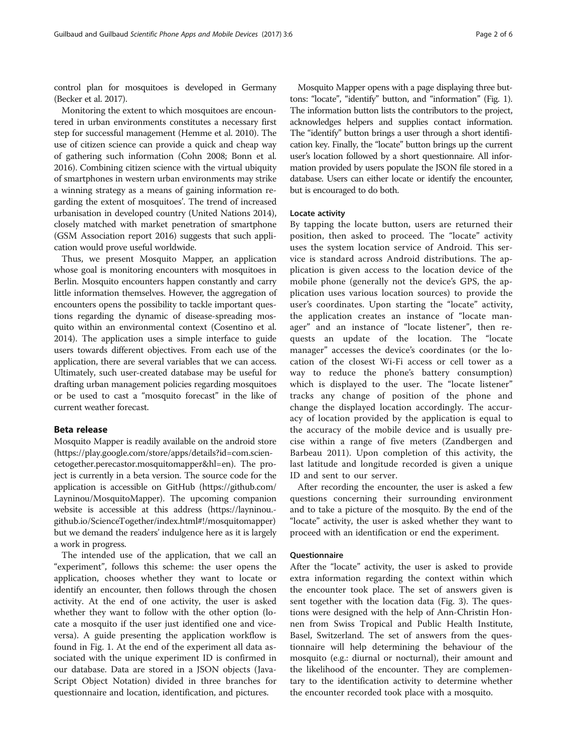control plan for mosquitoes is developed in Germany (Becker et al. 2017).

Monitoring the extent to which mosquitoes are encountered in urban environments constitutes a necessary first step for successful management (Hemme et al. 2010). The use of citizen science can provide a quick and cheap way of gathering such information (Cohn 2008; Bonn et al. 2016). Combining citizen science with the virtual ubiquity of smartphones in western urban environments may strike a winning strategy as a means of gaining information regarding the extent of mosquitoes'. The trend of increased urbanisation in developed country (United Nations 2014), closely matched with market penetration of smartphone (GSM Association report 2016) suggests that such application would prove useful worldwide.

Thus, we present Mosquito Mapper, an application whose goal is monitoring encounters with mosquitoes in Berlin. Mosquito encounters happen constantly and carry little information themselves. However, the aggregation of encounters opens the possibility to tackle important questions regarding the dynamic of disease-spreading mosquito within an environmental context (Cosentino et al. 2014). The application uses a simple interface to guide users towards different objectives. From each use of the application, there are several variables that we can access. Ultimately, such user-created database may be useful for drafting urban management policies regarding mosquitoes or be used to cast a "mosquito forecast" in the like of current weather forecast.

## Beta release

Mosquito Mapper is readily available on the android store (https://play.google.com/store/apps/details?id=com.sciencetogether.perecastor.mosquitomapper&hl=en). The project is currently in a beta version. The source code for the application is accessible on GitHub (https://github.com/Layninou/MosquitoMapper). The upcoming companion website is accessible at this address (https://layninou.github.io/ScienceTogether/index.html#!/mosquitomapper) but we demand the readers' indulgence here as it is largely a work in progress.

The intended use of the application, that we call an "experiment", follows this scheme: the user opens the application, chooses whether they want to locate or identify an encounter, then follows through the chosen activity. At the end of one activity, the user is asked whether they want to follow with the other option (locate a mosquito if the user just identified one and vice-versa). A guide presenting the application workflow is found in Fig. 1. At the end of the experiment all data associated with the unique experiment ID is confirmed in our database. Data are stored in a JSON objects (JavaScript Object Notation) divided in three branches for questionnaire and location, identification, and pictures.

Mosquito Mapper opens with a page displaying three buttons: "locate", "identify" button, and "information" (Fig. 1). The information button lists the contributors to the project, acknowledges helpers and supplies contact information. The "identify" button brings a user through a short identification key. Finally, the "locate" button brings up the current user's location followed by a short questionnaire. All information provided by users populate the JSON file stored in a database. Users can either locate or identify the encounter, but is encouraged to do both.

### Locate activity

By tapping the locate button, users are returned their position, then asked to proceed. The "locate" activity uses the system location service of Android. This service is standard across Android distributions. The application is given access to the location device of the mobile phone (generally not the device's GPS, the application uses various location sources) to provide the user's coordinates. Upon starting the "locate" activity, the application creates an instance of "locate manager" and an instance of "locate listener", then requests an update of the location. The "locate manager" accesses the device's coordinates (or the location of the closest Wi-Fi access or cell tower as a way to reduce the phone's battery consumption) which is displayed to the user. The "locate listener" tracks any change of position of the phone and change the displayed location accordingly. The accuracy of location provided by the application is equal to the accuracy of the mobile device and is usually precise within a range of five meters (Zandbergen and Barbeau 2011). Upon completion of this activity, the last latitude and longitude recorded is given a unique ID and sent to our server.

After recording the encounter, the user is asked a few questions concerning their surrounding environment and to take a picture of the mosquito. By the end of the "locate" activity, the user is asked whether they want to proceed with an identification or end the experiment.

### Questionnaire

After the "locate" activity, the user is asked to provide extra information regarding the context within which the encounter took place. The set of answers given is sent together with the location data (Fig. 3). The questions were designed with the help of Ann-Christin Honnen from Swiss Tropical and Public Health Institute, Basel, Switzerland. The set of answers from the questionnaire will help determining the behaviour of the mosquito (e.g.: diurnal or nocturnal), their amount and the likelihood of the encounter. They are complementary to the identification activity to determine whether the encounter recorded took place with a mosquito.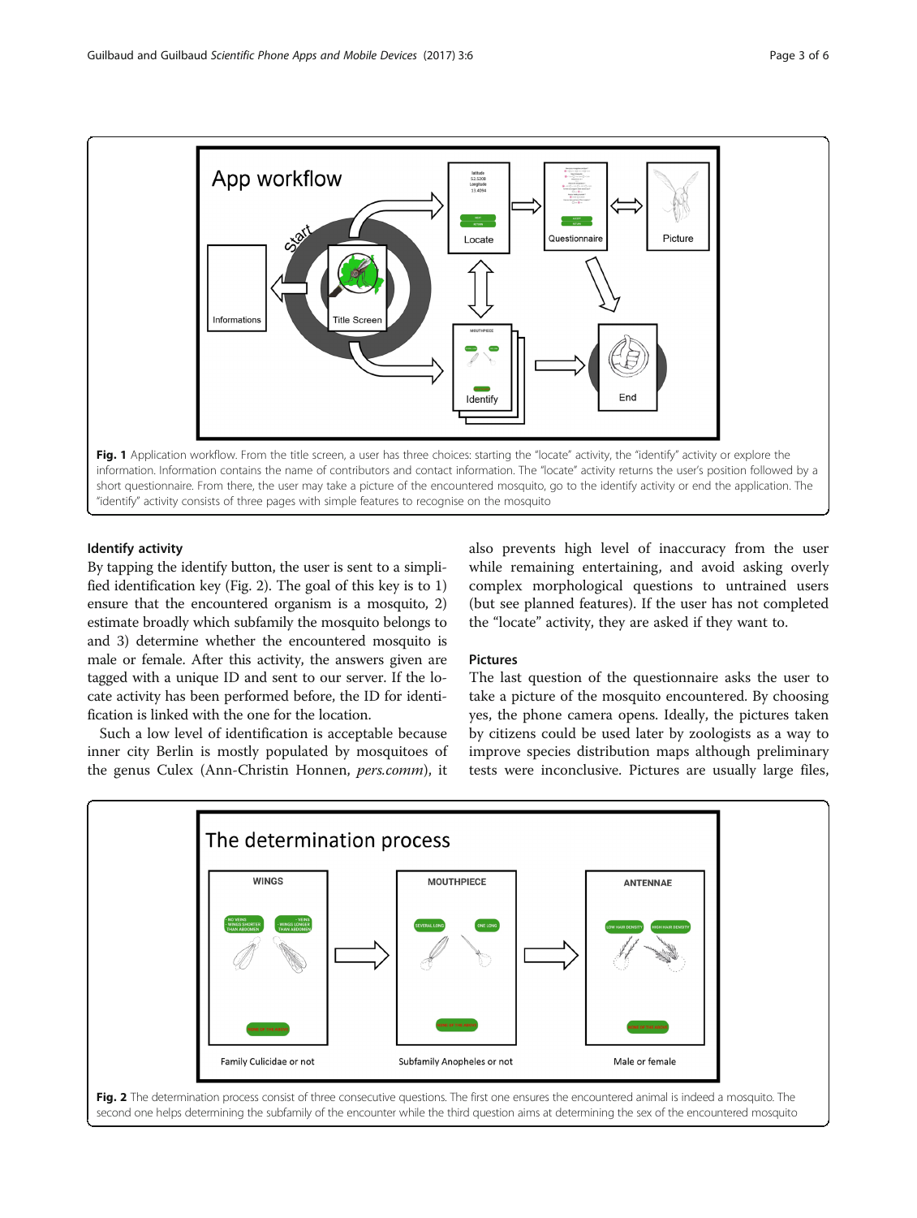Fig. 1 Application workflow. From the title screen, a user has three choices: starting the "locate" activity, the "identify" activity or explore the information. Information contains the name of contributors and contact information. The "locate" activity returns the user's position followed by a short questionnaire. From there, the user may take a picture of the encountered mosquito, go to the identify activity or end the application. The "identify" activity consists of three pages with simple features to recognise on the mosquito

### Identify activity

By tapping the identify button, the user is sent to a simplified identification key (Fig. 2). The goal of this key is to 1) ensure that the encountered organism is a mosquito, 2) estimate broadly which subfamily the mosquito belongs to and 3) determine whether the encountered mosquito is male or female. After this activity, the answers given are tagged with a unique ID and sent to our server. If the locate activity has been performed before, the ID for identification is linked with the one for the location.

Such a low level of identification is acceptable because inner city Berlin is mostly populated by mosquitoes of the genus Culex (Ann-Christin Honnen, *pers.comm*), it also prevents high level of inaccuracy from the user while remaining entertaining, and avoid asking overly complex morphological questions to untrained users (but see planned features). If the user has not completed the "locate" activity, they are asked if they want to.

### Pictures

The last question of the questionnaire asks the user to take a picture of the mosquito encountered. By choosing yes, the phone camera opens. Ideally, the pictures taken by citizens could be used later by zoologists as a way to improve species distribution maps although preliminary tests were inconclusive. Pictures are usually large files,

Fig. 2 The determination process consist of three consecutive questions. The first one ensures the encountered animal is indeed a mosquito. The second one helps determining the subfamily of the encounter while the third question aims at determining the sex of the encountered mosquito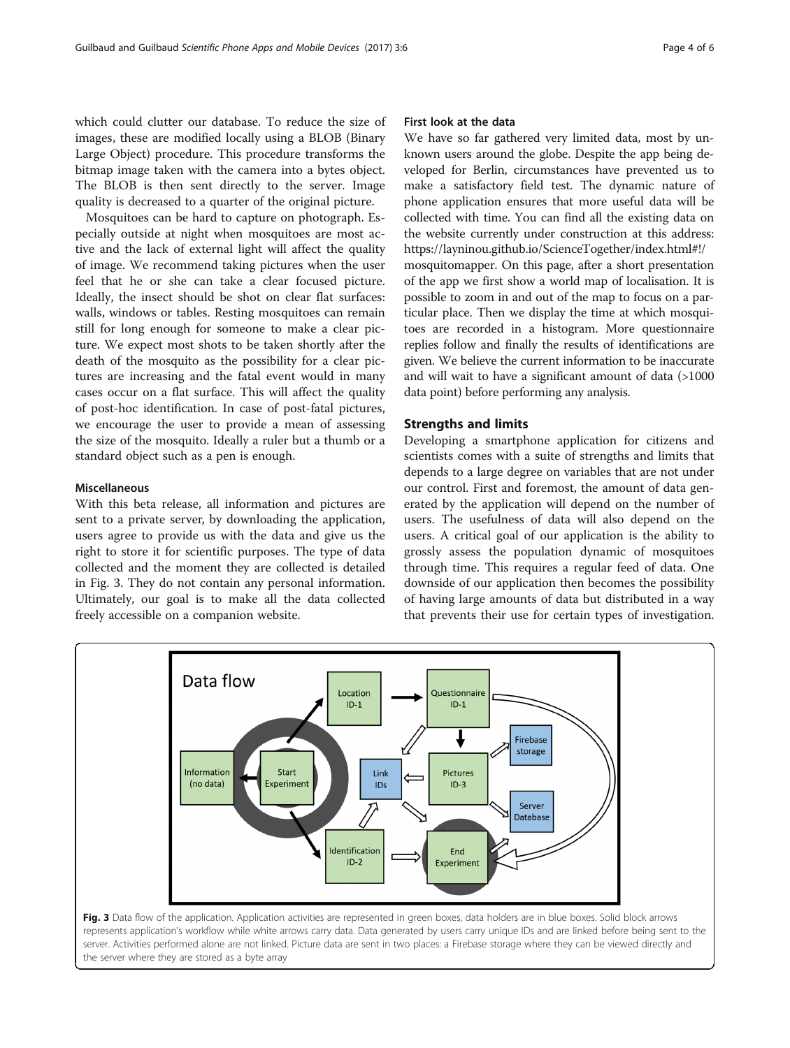which could clutter our database. To reduce the size of images, these are modified locally using a BLOB (Binary Large Object) procedure. This procedure transforms the bitmap image taken with the camera into a bytes object. The BLOB is then sent directly to the server. Image quality is decreased to a quarter of the original picture.

Mosquitoes can be hard to capture on photograph. Especially outside at night when mosquitoes are most active and the lack of external light will affect the quality of image. We recommend taking pictures when the user feel that he or she can take a clear focused picture. Ideally, the insect should be shot on clear flat surfaces: walls, windows or tables. Resting mosquitoes can remain still for long enough for someone to make a clear picture. We expect most shots to be taken shortly after the death of the mosquito as the possibility for a clear pictures are increasing and the fatal event would in many cases occur on a flat surface. This will affect the quality of post-hoc identification. In case of post-fatal pictures, we encourage the user to provide a mean of assessing the size of the mosquito. Ideally a ruler but a thumb or a standard object such as a pen is enough.

### Miscellaneous

With this beta release, all information and pictures are sent to a private server, by downloading the application, users agree to provide us with the data and give us the right to store it for scientific purposes. The type of data collected and the moment they are collected is detailed in Fig. 3. They do not contain any personal information. Ultimately, our goal is to make all the data collected freely accessible on a companion website.

### First look at the data

We have so far gathered very limited data, most by unknown users around the globe. Despite the app being developed for Berlin, circumstances have prevented us to make a satisfactory field test. The dynamic nature of phone application ensures that more useful data will be collected with time. You can find all the existing data on the website currently under construction at this address: https://layninou.github.io/ScienceTogether/index.html#!/mosquitomapper. On this page, after a short presentation of the app we first show a world map of localisation. It is possible to zoom in and out of the map to focus on a particular place. Then we display the time at which mosquitoes are recorded in a histogram. More questionnaire replies follow and finally the results of identifications are given. We believe the current information to be inaccurate and will wait to have a significant amount of data (>1000 data point) before performing any analysis.

## Strengths and limits

Developing a smartphone application for citizens and scientists comes with a suite of strengths and limits that depends to a large degree on variables that are not under our control. First and foremost, the amount of data generated by the application will depend on the number of users. The usefulness of data will also depend on the users. A critical goal of our application is the ability to grossly assess the population dynamic of mosquitoes through time. This requires a regular feed of data. One downside of our application then becomes the possibility of having large amounts of data but distributed in a way that prevents their use for certain types of investigation.

**Fig. 3** Data flow of the application. Application activities are represented in green boxes, data holders are in blue boxes. Solid block arrows represents application's workflow while white arrows carry data. Data generated by users carry unique IDs and are linked before being sent to the server. Activities performed alone are not linked. Picture data are sent in two places: a Firebase storage where they can be viewed directly and the server where they are stored as a byte array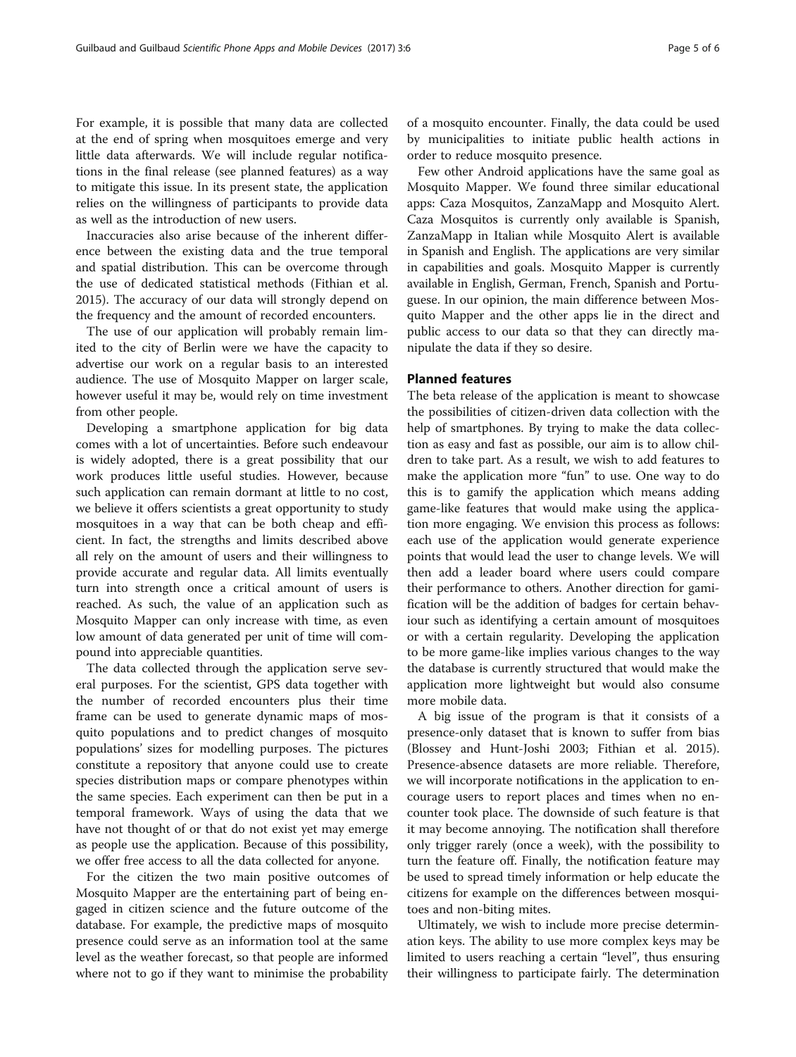For example, it is possible that many data are collected at the end of spring when mosquitoes emerge and very little data afterwards. We will include regular notifications in the final release (see planned features) as a way to mitigate this issue. In its present state, the application relies on the willingness of participants to provide data as well as the introduction of new users.

Inaccuracies also arise because of the inherent difference between the existing data and the true temporal and spatial distribution. This can be overcome through the use of dedicated statistical methods (Fithian et al. 2015). The accuracy of our data will strongly depend on the frequency and the amount of recorded encounters.

The use of our application will probably remain limited to the city of Berlin were we have the capacity to advertise our work on a regular basis to an interested audience. The use of Mosquito Mapper on larger scale, however useful it may be, would rely on time investment from other people.

Developing a smartphone application for big data comes with a lot of uncertainties. Before such endeavour is widely adopted, there is a great possibility that our work produces little useful studies. However, because such application can remain dormant at little to no cost, we believe it offers scientists a great opportunity to study mosquitoes in a way that can be both cheap and efficient. In fact, the strengths and limits described above all rely on the amount of users and their willingness to provide accurate and regular data. All limits eventually turn into strength once a critical amount of users is reached. As such, the value of an application such as Mosquito Mapper can only increase with time, as even low amount of data generated per unit of time will compound into appreciable quantities.

The data collected through the application serve several purposes. For the scientist, GPS data together with the number of recorded encounters plus their time frame can be used to generate dynamic maps of mosquito populations and to predict changes of mosquito populations' sizes for modelling purposes. The pictures constitute a repository that anyone could use to create species distribution maps or compare phenotypes within the same species. Each experiment can then be put in a temporal framework. Ways of using the data that we have not thought of or that do not exist yet may emerge as people use the application. Because of this possibility, we offer free access to all the data collected for anyone.

For the citizen the two main positive outcomes of Mosquito Mapper are the entertaining part of being engaged in citizen science and the future outcome of the database. For example, the predictive maps of mosquito presence could serve as an information tool at the same level as the weather forecast, so that people are informed where not to go if they want to minimise the probability of a mosquito encounter. Finally, the data could be used by municipalities to initiate public health actions in order to reduce mosquito presence.

Few other Android applications have the same goal as Mosquito Mapper. We found three similar educational apps: Caza Mosquitos, ZanzaMapp and Mosquito Alert. Caza Mosquitos is currently only available is Spanish, ZanzaMapp in Italian while Mosquito Alert is available in Spanish and English. The applications are very similar in capabilities and goals. Mosquito Mapper is currently available in English, German, French, Spanish and Portuguese. In our opinion, the main difference between Mosquito Mapper and the other apps lie in the direct and public access to our data so that they can directly manipulate the data if they so desire.

## Planned features

The beta release of the application is meant to showcase the possibilities of citizen-driven data collection with the help of smartphones. By trying to make the data collection as easy and fast as possible, our aim is to allow children to take part. As a result, we wish to add features to make the application more "fun" to use. One way to do this is to gamify the application which means adding game-like features that would make using the application more engaging. We envision this process as follows: each use of the application would generate experience points that would lead the user to change levels. We will then add a leader board where users could compare their performance to others. Another direction for gamification will be the addition of badges for certain behaviour such as identifying a certain amount of mosquitoes or with a certain regularity. Developing the application to be more game-like implies various changes to the way the database is currently structured that would make the application more lightweight but would also consume more mobile data.

A big issue of the program is that it consists of a presence-only dataset that is known to suffer from bias (Blossey and Hunt-Joshi 2003; Fithian et al. 2015). Presence-absence datasets are more reliable. Therefore, we will incorporate notifications in the application to encourage users to report places and times when no encounter took place. The downside of such feature is that it may become annoying. The notification shall therefore only trigger rarely (once a week), with the possibility to turn the feature off. Finally, the notification feature may be used to spread timely information or help educate the citizens for example on the differences between mosquitoes and non-biting mites.

Ultimately, we wish to include more precise determination keys. The ability to use more complex keys may be limited to users reaching a certain "level", thus ensuring their willingness to participate fairly. The determination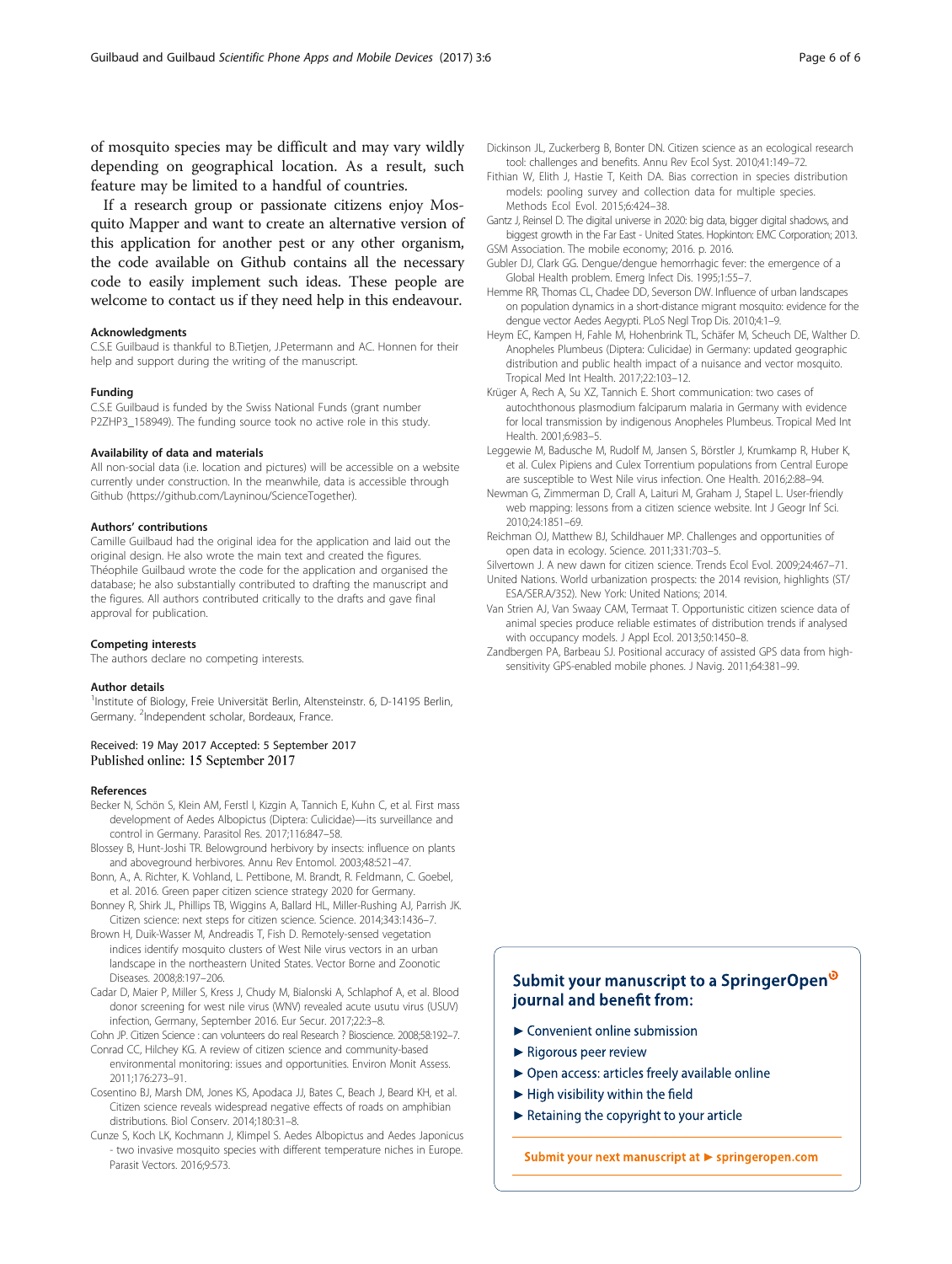of mosquito species may be difficult and may vary wildly depending on geographical location. As a result, such feature may be limited to a handful of countries.

If a research group or passionate citizens enjoy Mosquito Mapper and want to create an alternative version of this application for another pest or any other organism, the code available on Github contains all the necessary code to easily implement such ideas. These people are welcome to contact us if they need help in this endeavour.

#### Acknowledgments

C.S.E Guilbaud is thankful to B.Tietjen, J.Petermann and AC. Honnen for their help and support during the writing of the manuscript.

#### Funding

C.S.E Guilbaud is funded by the Swiss National Funds (grant number P2ZHP3_158949). The funding source took no active role in this study.

#### Availability of data and materials

All non-social data (i.e. location and pictures) will be accessible on a website currently under construction. In the meanwhile, data is accessible through Github (https://github.com/Layninou/ScienceTogether).

#### Authors' contributions

Camille Guilbaud had the original idea for the application and laid out the original design. He also wrote the main text and created the figures. Théophile Guilbaud wrote the code for the application and organised the database; he also substantially contributed to drafting the manuscript and the figures. All authors contributed critically to the drafts and gave final approval for publication.

#### Competing interests

The authors declare no competing interests.

#### Author details

[1]Institute of Biology, Freie Universität Berlin, Altensteinstr. 6, D-14195 Berlin, Germany. [2]Independent scholar, Bordeaux, France.

Received: 19 May 2017 Accepted: 5 September 2017
Published online: 15 September 2017

#### References

Becker N, Schön S, Klein AM, Ferstl I, Kizgin A, Tannich E, Kuhn C, et al. First mass development of Aedes Albopictus (Diptera: Culicidae)—its surveillance and control in Germany. Parasitol Res. 2017;116:847–58.

Blossey B, Hunt-Joshi TR. Belowground herbivory by insects: influence on plants and aboveground herbivores. Annu Rev Entomol. 2003;48:521–47.

Bonn, A., A. Richter, K. Vohland, L. Pettibone, M. Brandt, R. Feldmann, C. Goebel, et al. 2016. Green paper citizen science strategy 2020 for Germany.

Bonney R, Shirk JL, Phillips TB, Wiggins A, Ballard HL, Miller-Rushing AJ, Parrish JK. Citizen science: next steps for citizen science. Science. 2014;343:1436–7.

Brown H, Duik-Wasser M, Andreadis T, Fish D. Remotely-sensed vegetation indices identify mosquito clusters of West Nile virus vectors in an urban landscape in the northeastern United States. Vector Borne and Zoonotic Diseases. 2008;8:197–206.

Cadar D, Maier P, Miller S, Kress J, Chudy M, Bialonski A, Schlaphof A, et al. Blood donor screening for west nile virus (WNV) revealed acute usutu virus (USUV) infection, Germany, September 2016. Eur Secur. 2017;22:3–8.

Cohn JP. Citizen Science : can volunteers do real Research ? Bioscience. 2008;58:192–7.

Conrad CC, Hilchey KG. A review of citizen science and community-based environmental monitoring: issues and opportunities. Environ Monit Assess. 2011;176:273–91.

Cosentino BJ, Marsh DM, Jones KS, Apodaca JJ, Bates C, Beach J, Beard KH, et al. Citizen science reveals widespread negative effects of roads on amphibian distributions. Biol Conserv. 2014;180:31–8.

Cunze S, Koch LK, Kochmann J, Klimpel S. Aedes Albopictus and Aedes Japonicus - two invasive mosquito species with different temperature niches in Europe. Parasit Vectors. 2016;9:573.

Dickinson JL, Zuckerberg B, Bonter DN. Citizen science as an ecological research tool: challenges and benefits. Annu Rev Ecol Syst. 2010;41:149–72.

Fithian W, Elith J, Hastie T, Keith DA. Bias correction in species distribution models: pooling survey and collection data for multiple species. Methods Ecol Evol. 2015;6:424–38.

Gantz J, Reinsel D. The digital universe in 2020: big data, bigger digital shadows, and biggest growth in the Far East - United States. Hopkinton: EMC Corporation; 2013.

GSM Association. The mobile economy; 2016. p. 2016.

Gubler DJ, Clark GG. Dengue/dengue hemorrhagic fever: the emergence of a Global Health problem. Emerg Infect Dis. 1995;1:55–7.

Hemme RR, Thomas CL, Chadee DD, Severson DW. Influence of urban landscapes on population dynamics in a short-distance migrant mosquito: evidence for the dengue vector Aedes Aegypti. PLoS Negl Trop Dis. 2010;4:1–9.

Heym EC, Kampen H, Fahle M, Hohenbrink TL, Schäfer M, Scheuch DE, Walther D. Anopheles Plumbeus (Diptera: Culicidae) in Germany: updated geographic distribution and public health impact of a nuisance and vector mosquito. Tropical Med Int Health. 2017;22:103–12.

Krüger A, Rech A, Su XZ, Tannich E. Short communication: two cases of autochthonous plasmodium falciparum malaria in Germany with evidence for local transmission by indigenous Anopheles Plumbeus. Tropical Med Int Health. 2001;6:983–5.

Leggewie M, Badusche M, Rudolf M, Jansen S, Börstler J, Krumkamp R, Huber K, et al. Culex Pipiens and Culex Torrentium populations from Central Europe are susceptible to West Nile virus infection. One Health. 2016;2:88–94.

Newman G, Zimmerman D, Crall A, Laituri M, Graham J, Stapel L. User-friendly web mapping: lessons from a citizen science website. Int J Geogr Inf Sci. 2010;24:1851–69.

Reichman OJ, Matthew BJ, Schildhauer MP. Challenges and opportunities of open data in ecology. Science. 2011;331:703–5.

Silvertown J. A new dawn for citizen science. Trends Ecol Evol. 2009;24:467–71.

United Nations. World urbanization prospects: the 2014 revision, highlights (ST/ESA/SER.A/352). New York: United Nations; 2014.

Van Strien AJ, Van Swaay CAM, Termaat T. Opportunistic citizen science data of animal species produce reliable estimates of distribution trends if analysed with occupancy models. J Appl Ecol. 2013;50:1450–8.

Zandbergen PA, Barbeau SJ. Positional accuracy of assisted GPS data from high-sensitivity GPS-enabled mobile phones. J Navig. 2011;64:381–99.

**Submit your manuscript to a SpringerOpen journal and benefit from:**

- ► Convenient online submission
- ► Rigorous peer review
- ► Open access: articles freely available online
- ► High visibility within the field
- ► Retaining the copyright to your article

Submit your next manuscript at ► springeropen.com